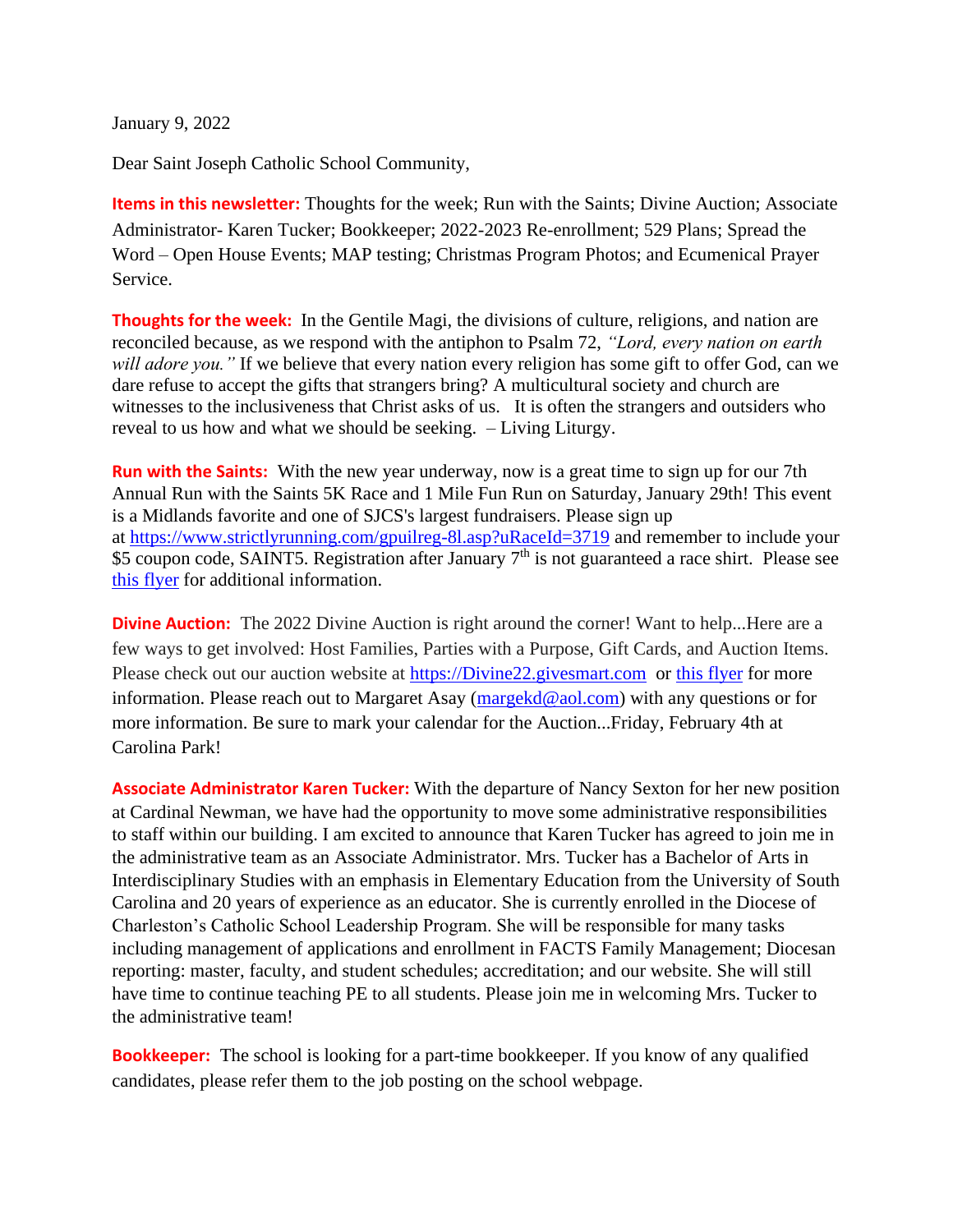January 9, 2022

Dear Saint Joseph Catholic School Community,

**Items in this newsletter:** Thoughts for the week; Run with the Saints; Divine Auction; Associate Administrator- Karen Tucker; Bookkeeper; 2022-2023 Re-enrollment; 529 Plans; Spread the Word – Open House Events; MAP testing; Christmas Program Photos; and Ecumenical Prayer Service.

**Thoughts for the week:** In the Gentile Magi, the divisions of culture, religions, and nation are reconciled because, as we respond with the antiphon to Psalm 72, *"Lord, every nation on earth will adore you."* If we believe that every nation every religion has some gift to offer God, can we dare refuse to accept the gifts that strangers bring? A multicultural society and church are witnesses to the inclusiveness that Christ asks of us. It is often the strangers and outsiders who reveal to us how and what we should be seeking. – Living Liturgy.

**Run with the Saints:** With the new year underway, now is a great time to sign up for our 7th Annual Run with the Saints 5K Race and 1 Mile Fun Run on Saturday, January 29th! This event is a Midlands favorite and one of SJCS's largest fundraisers. Please sign up at [https://www.strictlyrunning.com/gpuilreg-8l.asp?uRaceId=3719](https://www.strictlyrunning.com/gpuilreg-8l.asp?uRaceId=3719) and remember to include your $5 coupon code, SAINT5. Registration after January 7th is not guaranteed a race shirt. Please see [this flyer](#) for additional information.

**Divine Auction:** The 2022 Divine Auction is right around the corner! Want to help...Here are a few ways to get involved: Host Families, Parties with a Purpose, Gift Cards, and Auction Items. Please check out our auction website at [https://Divine22.givesmart.com](https://Divine22.givesmart.com) or [this flyer](#) for more information. Please reach out to Margaret Asay ([margekd@aol.com](mailto:margekd@aol.com)) with any questions or for more information. Be sure to mark your calendar for the Auction...Friday, February 4th at Carolina Park!

**Associate Administrator Karen Tucker:** With the departure of Nancy Sexton for her new position at Cardinal Newman, we have had the opportunity to move some administrative responsibilities to staff within our building. I am excited to announce that Karen Tucker has agreed to join me in the administrative team as an Associate Administrator. Mrs. Tucker has a Bachelor of Arts in Interdisciplinary Studies with an emphasis in Elementary Education from the University of South Carolina and 20 years of experience as an educator. She is currently enrolled in the Diocese of Charleston's Catholic School Leadership Program. She will be responsible for many tasks including management of applications and enrollment in FACTS Family Management; Diocesan reporting: master, faculty, and student schedules; accreditation; and our website. She will still have time to continue teaching PE to all students. Please join me in welcoming Mrs. Tucker to the administrative team!

**Bookkeeper:** The school is looking for a part-time bookkeeper. If you know of any qualified candidates, please refer them to the job posting on the school webpage.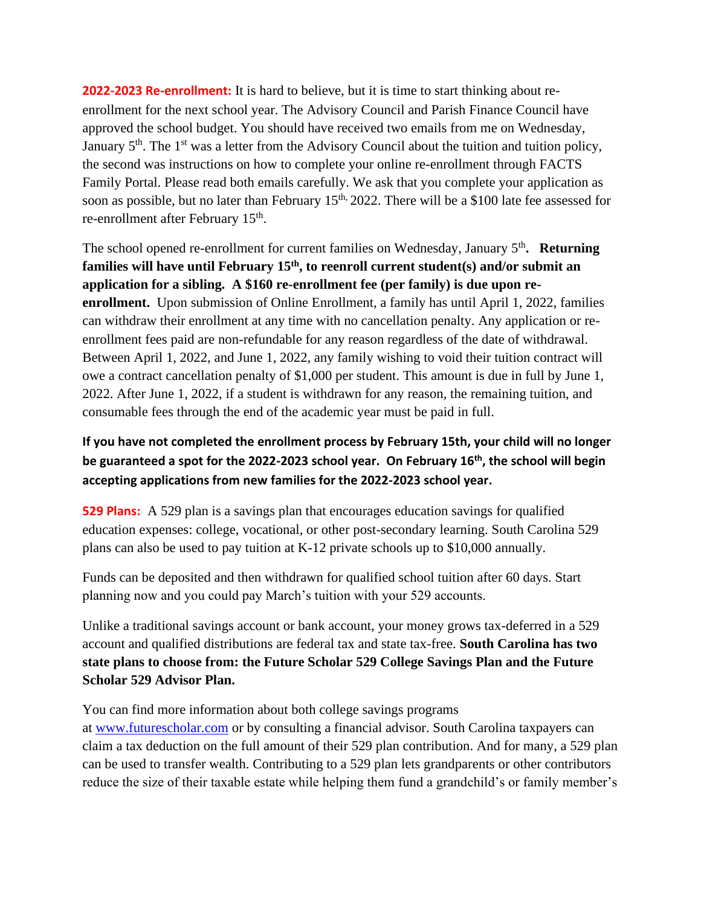**2022-2023 Re-enrollment:** It is hard to believe, but it is time to start thinking about re-enrollment for the next school year. The Advisory Council and Parish Finance Council have approved the school budget. You should have received two emails from me on Wednesday, January 5th. The 1st was a letter from the Advisory Council about the tuition and tuition policy, the second was instructions on how to complete your online re-enrollment through FACTS Family Portal. Please read both emails carefully. We ask that you complete your application as soon as possible, but no later than February 15th, 2022. There will be a $100 late fee assessed for re-enrollment after February 15th.

The school opened re-enrollment for current families on Wednesday, January 5th**. Returning families will have until February 15th, to reenroll current student(s) and/or submit an application for a sibling. A $160 re-enrollment fee (per family) is due upon re-enrollment.** Upon submission of Online Enrollment, a family has until April 1, 2022, families can withdraw their enrollment at any time with no cancellation penalty. Any application or re-enrollment fees paid are non-refundable for any reason regardless of the date of withdrawal. Between April 1, 2022, and June 1, 2022, any family wishing to void their tuition contract will owe a contract cancellation penalty of $1,000 per student. This amount is due in full by June 1, 2022. After June 1, 2022, if a student is withdrawn for any reason, the remaining tuition, and consumable fees through the end of the academic year must be paid in full.

**If you have not completed the enrollment process by February 15th, your child will no longer be guaranteed a spot for the 2022-2023 school year. On February 16th, the school will begin accepting applications from new families for the 2022-2023 school year.**

**529 Plans:** A 529 plan is a savings plan that encourages education savings for qualified education expenses: college, vocational, or other post-secondary learning. South Carolina 529 plans can also be used to pay tuition at K-12 private schools up to $10,000 annually.

Funds can be deposited and then withdrawn for qualified school tuition after 60 days. Start planning now and you could pay March's tuition with your 529 accounts.

Unlike a traditional savings account or bank account, your money grows tax-deferred in a 529 account and qualified distributions are federal tax and state tax-free. **South Carolina has two state plans to choose from: the Future Scholar 529 College Savings Plan and the Future Scholar 529 Advisor Plan.**

You can find more information about both college savings programs at [www.futurescholar.com](http://www.futurescholar.com) or by consulting a financial advisor. South Carolina taxpayers can claim a tax deduction on the full amount of their 529 plan contribution. And for many, a 529 plan can be used to transfer wealth. Contributing to a 529 plan lets grandparents or other contributors reduce the size of their taxable estate while helping them fund a grandchild's or family member's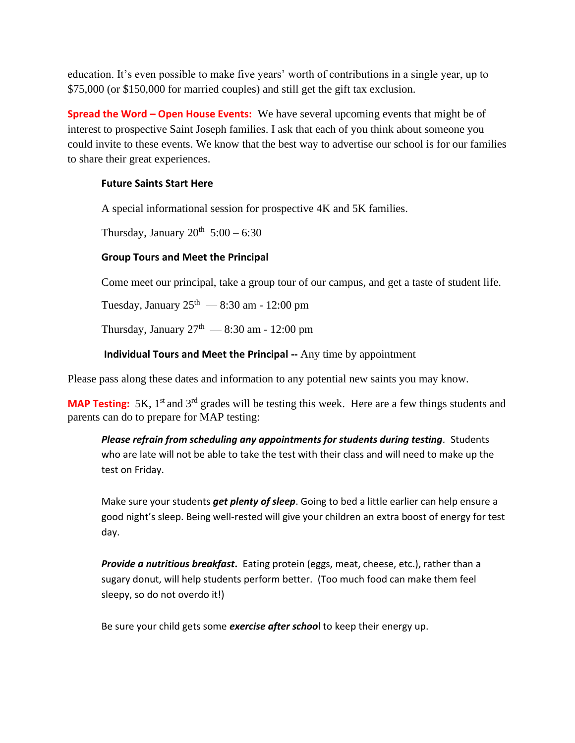education. It's even possible to make five years' worth of contributions in a single year, up to $75,000 (or $150,000 for married couples) and still get the gift tax exclusion.

**Spread the Word – Open House Events:** We have several upcoming events that might be of interest to prospective Saint Joseph families. I ask that each of you think about someone you could invite to these events. We know that the best way to advertise our school is for our families to share their great experiences.

**Future Saints Start Here**

A special informational session for prospective 4K and 5K families.

Thursday, January 20th 5:00 – 6:30

**Group Tours and Meet the Principal**

Come meet our principal, take a group tour of our campus, and get a taste of student life.

Tuesday, January 25th — 8:30 am - 12:00 pm

Thursday, January 27th — 8:30 am - 12:00 pm

**Individual Tours and Meet the Principal --** Any time by appointment

Please pass along these dates and information to any potential new saints you may know.

**MAP Testing:** 5K, 1st and 3rd grades will be testing this week. Here are a few things students and parents can do to prepare for MAP testing:

***Please refrain from scheduling any appointments for students during testing***. Students who are late will not be able to take the test with their class and will need to make up the test on Friday.

Make sure your students ***get plenty of sleep***. Going to bed a little earlier can help ensure a good night's sleep. Being well-rested will give your children an extra boost of energy for test day.

***Provide a nutritious breakfast*.** Eating protein (eggs, meat, cheese, etc.), rather than a sugary donut, will help students perform better. (Too much food can make them feel sleepy, so do not overdo it!)

Be sure your child gets some ***exercise after school*** to keep their energy up.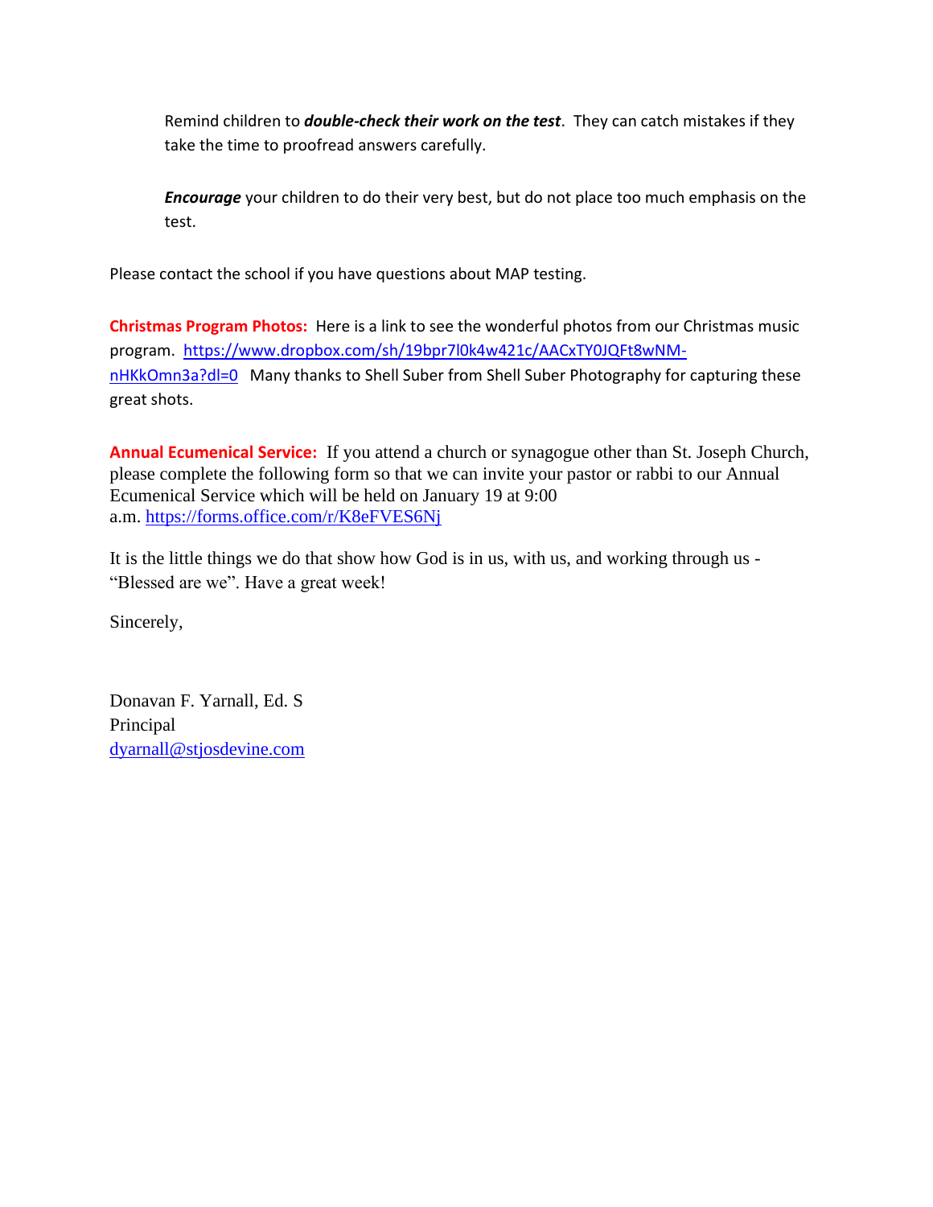Remind children to ***double-check their work on the test***. They can catch mistakes if they take the time to proofread answers carefully.

***Encourage*** your children to do their very best, but do not place too much emphasis on the test.

Please contact the school if you have questions about MAP testing.

**Christmas Program Photos:** Here is a link to see the wonderful photos from our Christmas music program. https://www.dropbox.com/sh/19bpr7l0k4w421c/AACxTY0JQFt8wNM-nHKkOmn3a?dl=0 Many thanks to Shell Suber from Shell Suber Photography for capturing these great shots.

**Annual Ecumenical Service:** If you attend a church or synagogue other than St. Joseph Church, please complete the following form so that we can invite your pastor or rabbi to our Annual Ecumenical Service which will be held on January 19 at 9:00 a.m. https://forms.office.com/r/K8eFVES6Nj

It is the little things we do that show how God is in us, with us, and working through us - "Blessed are we". Have a great week!

Sincerely,

Donavan F. Yarnall, Ed. S
Principal
dyarnall@stjosdevine.com